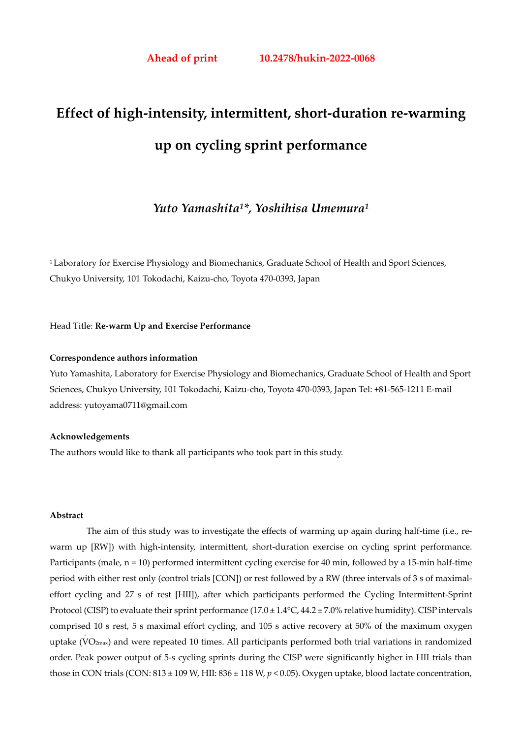**Ahead of print** **10.2478/hukin-2022-0068**

# Effect of high-intensity, intermittent, short-duration re-warming up on cycling sprint performance

***Yuto Yamashita[1]\*, Yoshihisa Umemura[1]***

[1] Laboratory for Exercise Physiology and Biomechanics, Graduate School of Health and Sport Sciences, Chukyo University, 101 Tokodachi, Kaizu-cho, Toyota 470-0393, Japan

Head Title: **Re-warm Up and Exercise Performance**

**Correspondence authors information**

Yuto Yamashita, Laboratory for Exercise Physiology and Biomechanics, Graduate School of Health and Sport Sciences, Chukyo University, 101 Tokodachi, Kaizu-cho, Toyota 470-0393, Japan Tel: +81-565-1211 E-mail address: yutoyama0711@gmail.com

**Acknowledgements**

The authors would like to thank all participants who took part in this study.

**Abstract**

The aim of this study was to investigate the effects of warming up again during half-time (i.e., re-warm up [RW]) with high-intensity, intermittent, short-duration exercise on cycling sprint performance. Participants (male, n = 10) performed intermittent cycling exercise for 40 min, followed by a 15-min half-time period with either rest only (control trials [CON]) or rest followed by a RW (three intervals of 3 s of maximal-effort cycling and 27 s of rest [HII]), after which participants performed the Cycling Intermittent-Sprint Protocol (CISP) to evaluate their sprint performance (17.0 ± 1.4°C, 44.2 ± 7.0% relative humidity). CISP intervals comprised 10 s rest, 5 s maximal effort cycling, and 105 s active recovery at 50% of the maximum oxygen uptake ($\dot{V}O_{2max}$) and were repeated 10 times. All participants performed both trial variations in randomized order. Peak power output of 5-s cycling sprints during the CISP were significantly higher in HII trials than those in CON trials (CON: 813 ± 109 W, HII: 836 ± 118 W, $p < 0.05$). Oxygen uptake, blood lactate concentration,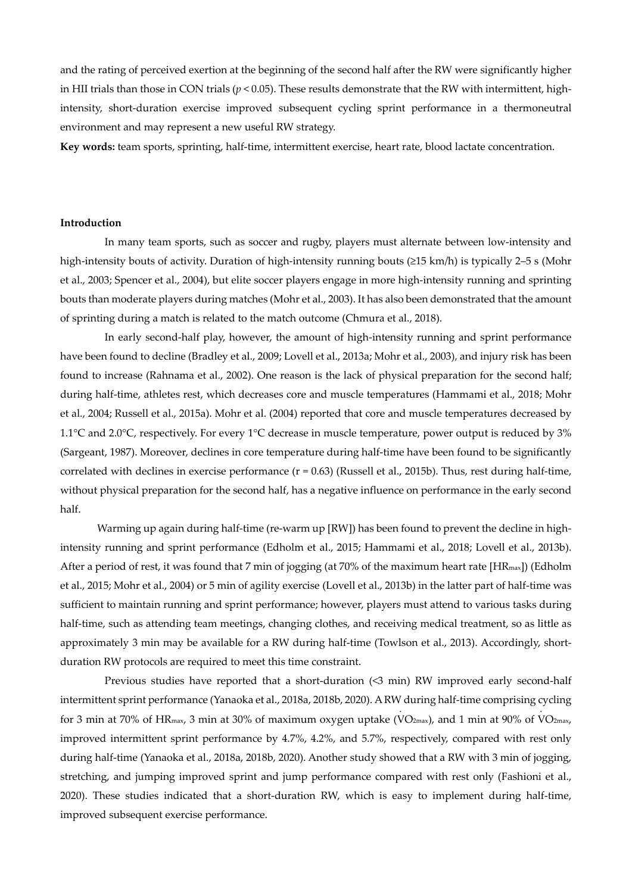and the rating of perceived exertion at the beginning of the second half after the RW were significantly higher in HII trials than those in CON trials ($p < 0.05$). These results demonstrate that the RW with intermittent, high-intensity, short-duration exercise improved subsequent cycling sprint performance in a thermoneutral environment and may represent a new useful RW strategy.

**Key words:** team sports, sprinting, half-time, intermittent exercise, heart rate, blood lactate concentration.

## Introduction

In many team sports, such as soccer and rugby, players must alternate between low-intensity and high-intensity bouts of activity. Duration of high-intensity running bouts (≥15 km/h) is typically 2–5 s (Mohr et al., 2003; Spencer et al., 2004), but elite soccer players engage in more high-intensity running and sprinting bouts than moderate players during matches (Mohr et al., 2003). It has also been demonstrated that the amount of sprinting during a match is related to the match outcome (Chmura et al., 2018).

In early second-half play, however, the amount of high-intensity running and sprint performance have been found to decline (Bradley et al., 2009; Lovell et al., 2013a; Mohr et al., 2003), and injury risk has been found to increase (Rahnama et al., 2002). One reason is the lack of physical preparation for the second half; during half-time, athletes rest, which decreases core and muscle temperatures (Hammami et al., 2018; Mohr et al., 2004; Russell et al., 2015a). Mohr et al. (2004) reported that core and muscle temperatures decreased by 1.1°C and 2.0°C, respectively. For every 1°C decrease in muscle temperature, power output is reduced by 3% (Sargeant, 1987). Moreover, declines in core temperature during half-time have been found to be significantly correlated with declines in exercise performance ($r = 0.63$) (Russell et al., 2015b). Thus, rest during half-time, without physical preparation for the second half, has a negative influence on performance in the early second half.

Warming up again during half-time (re-warm up [RW]) has been found to prevent the decline in high-intensity running and sprint performance (Edholm et al., 2015; Hammami et al., 2018; Lovell et al., 2013b). After a period of rest, it was found that 7 min of jogging (at 70% of the maximum heart rate [$HR_{max}$]) (Edholm et al., 2015; Mohr et al., 2004) or 5 min of agility exercise (Lovell et al., 2013b) in the latter part of half-time was sufficient to maintain running and sprint performance; however, players must attend to various tasks during half-time, such as attending team meetings, changing clothes, and receiving medical treatment, so as little as approximately 3 min may be available for a RW during half-time (Towlson et al., 2013). Accordingly, short-duration RW protocols are required to meet this time constraint.

Previous studies have reported that a short-duration (<3 min) RW improved early second-half intermittent sprint performance (Yanaoka et al., 2018a, 2018b, 2020). A RW during half-time comprising cycling for 3 min at 70% of $HR_{max}$, 3 min at 30% of maximum oxygen uptake ($\dot{V}O_{2max}$), and 1 min at 90% of $\dot{V}O_{2max}$, improved intermittent sprint performance by 4.7%, 4.2%, and 5.7%, respectively, compared with rest only during half-time (Yanaoka et al., 2018a, 2018b, 2020). Another study showed that a RW with 3 min of jogging, stretching, and jumping improved sprint and jump performance compared with rest only (Fashioni et al., 2020). These studies indicated that a short-duration RW, which is easy to implement during half-time, improved subsequent exercise performance.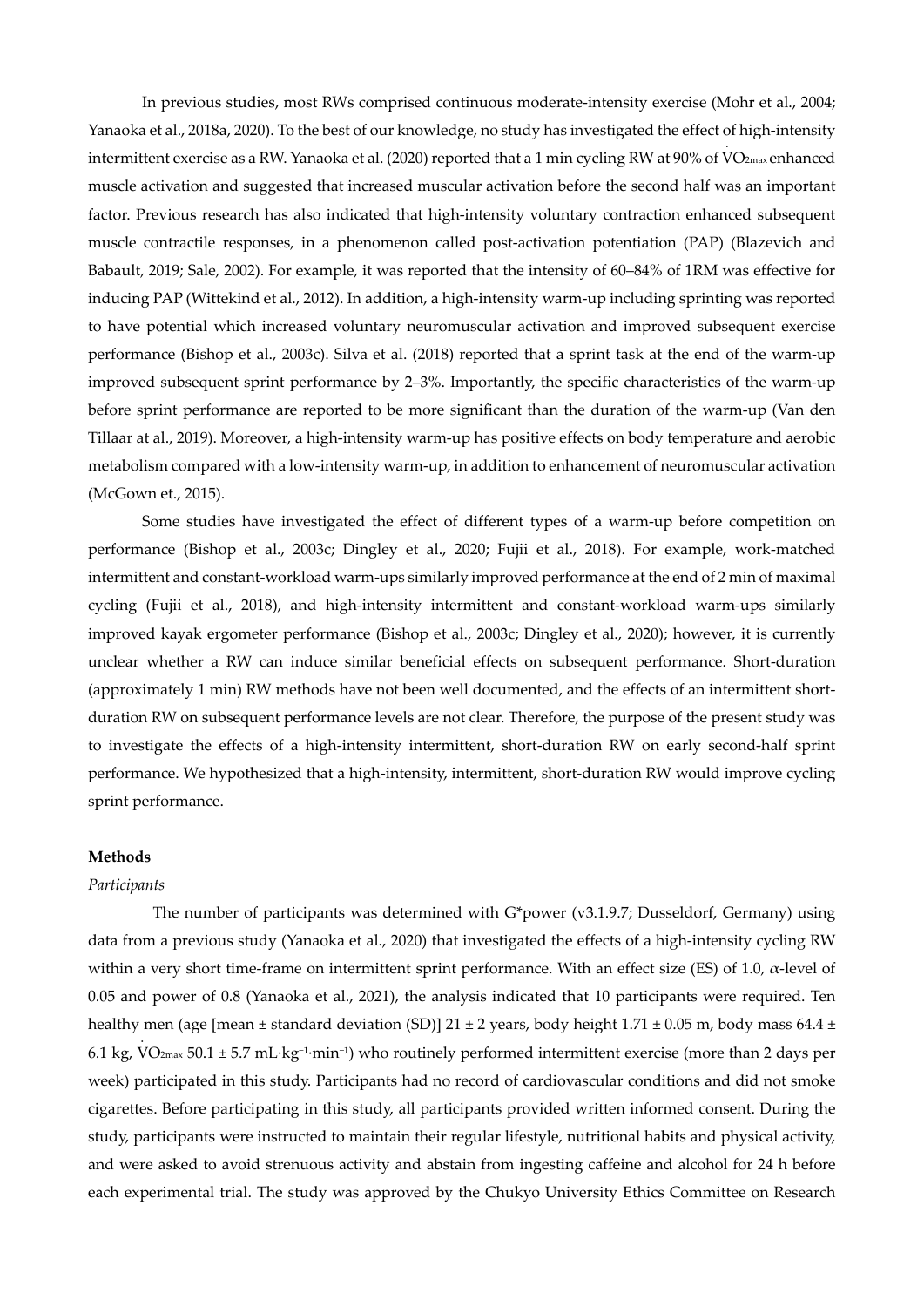In previous studies, most RWs comprised continuous moderate-intensity exercise (Mohr et al., 2004; Yanaoka et al., 2018a, 2020). To the best of our knowledge, no study has investigated the effect of high-intensity intermittent exercise as a RW. Yanaoka et al. (2020) reported that a 1 min cycling RW at 90% of $\dot{V}O_{2max}$ enhanced muscle activation and suggested that increased muscular activation before the second half was an important factor. Previous research has also indicated that high-intensity voluntary contraction enhanced subsequent muscle contractile responses, in a phenomenon called post-activation potentiation (PAP) (Blazevich and Babault, 2019; Sale, 2002). For example, it was reported that the intensity of 60–84% of 1RM was effective for inducing PAP (Wittekind et al., 2012). In addition, a high-intensity warm-up including sprinting was reported to have potential which increased voluntary neuromuscular activation and improved subsequent exercise performance (Bishop et al., 2003c). Silva et al. (2018) reported that a sprint task at the end of the warm-up improved subsequent sprint performance by 2–3%. Importantly, the specific characteristics of the warm-up before sprint performance are reported to be more significant than the duration of the warm-up (Van den Tillaar at al., 2019). Moreover, a high-intensity warm-up has positive effects on body temperature and aerobic metabolism compared with a low-intensity warm-up, in addition to enhancement of neuromuscular activation (McGown et., 2015).

Some studies have investigated the effect of different types of a warm-up before competition on performance (Bishop et al., 2003c; Dingley et al., 2020; Fujii et al., 2018). For example, work-matched intermittent and constant-workload warm-ups similarly improved performance at the end of 2 min of maximal cycling (Fujii et al., 2018), and high-intensity intermittent and constant-workload warm-ups similarly improved kayak ergometer performance (Bishop et al., 2003c; Dingley et al., 2020); however, it is currently unclear whether a RW can induce similar beneficial effects on subsequent performance. Short-duration (approximately 1 min) RW methods have not been well documented, and the effects of an intermittent short-duration RW on subsequent performance levels are not clear. Therefore, the purpose of the present study was to investigate the effects of a high-intensity intermittent, short-duration RW on early second-half sprint performance. We hypothesized that a high-intensity, intermittent, short-duration RW would improve cycling sprint performance.

**Methods**

*Participants*

The number of participants was determined with G*power (v3.1.9.7; Dusseldorf, Germany) using data from a previous study (Yanaoka et al., 2020) that investigated the effects of a high-intensity cycling RW within a very short time-frame on intermittent sprint performance. With an effect size (ES) of 1.0, $\alpha$-level of 0.05 and power of 0.8 (Yanaoka et al., 2021), the analysis indicated that 10 participants were required. Ten healthy men (age [mean ± standard deviation (SD)] 21 ± 2 years, body height 1.71 ± 0.05 m, body mass 64.4 ± 6.1 kg, $\dot{V}O_{2max}$ 50.1 ± 5.7 mL·kg$^{-1}$·min$^{-1}$) who routinely performed intermittent exercise (more than 2 days per week) participated in this study. Participants had no record of cardiovascular conditions and did not smoke cigarettes. Before participating in this study, all participants provided written informed consent. During the study, participants were instructed to maintain their regular lifestyle, nutritional habits and physical activity, and were asked to avoid strenuous activity and abstain from ingesting caffeine and alcohol for 24 h before each experimental trial. The study was approved by the Chukyo University Ethics Committee on Research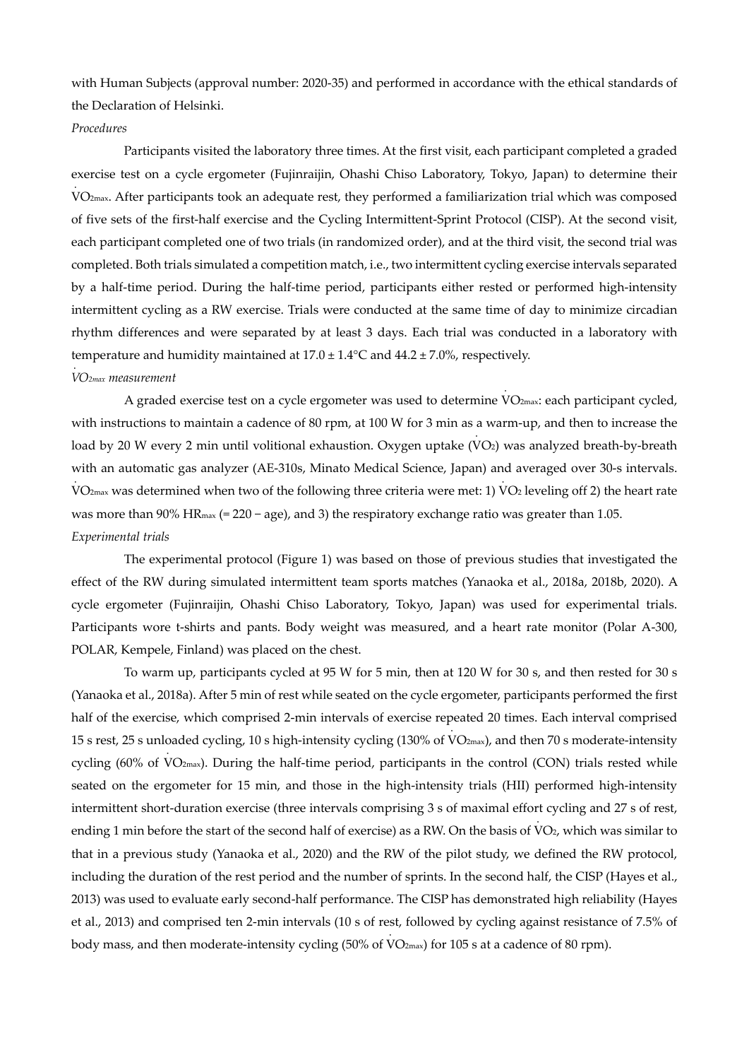with Human Subjects (approval number: 2020-35) and performed in accordance with the ethical standards of the Declaration of Helsinki.

*Procedures*

Participants visited the laboratory three times. At the first visit, each participant completed a graded exercise test on a cycle ergometer (Fujinraijin, Ohashi Chiso Laboratory, Tokyo, Japan) to determine their $\dot{V}O_{2max}$. After participants took an adequate rest, they performed a familiarization trial which was composed of five sets of the first-half exercise and the Cycling Intermittent-Sprint Protocol (CISP). At the second visit, each participant completed one of two trials (in randomized order), and at the third visit, the second trial was completed. Both trials simulated a competition match, i.e., two intermittent cycling exercise intervals separated by a half-time period. During the half-time period, participants either rested or performed high-intensity intermittent cycling as a RW exercise. Trials were conducted at the same time of day to minimize circadian rhythm differences and were separated by at least 3 days. Each trial was conducted in a laboratory with temperature and humidity maintained at 17.0 ± 1.4°C and 44.2 ± 7.0%, respectively.

*$\dot{V}O_{2max}$ measurement*

A graded exercise test on a cycle ergometer was used to determine $\dot{V}O_{2max}$: each participant cycled, with instructions to maintain a cadence of 80 rpm, at 100 W for 3 min as a warm-up, and then to increase the load by 20 W every 2 min until volitional exhaustion. Oxygen uptake ($\dot{V}O_2$) was analyzed breath-by-breath with an automatic gas analyzer (AE-310s, Minato Medical Science, Japan) and averaged over 30-s intervals. $\dot{V}O_{2max}$ was determined when two of the following three criteria were met: 1) $\dot{V}O_2$ leveling off 2) the heart rate was more than 90% $HR_{max}$ (= 220 − age), and 3) the respiratory exchange ratio was greater than 1.05.

*Experimental trials*

The experimental protocol (Figure 1) was based on those of previous studies that investigated the effect of the RW during simulated intermittent team sports matches (Yanaoka et al., 2018a, 2018b, 2020). A cycle ergometer (Fujinraijin, Ohashi Chiso Laboratory, Tokyo, Japan) was used for experimental trials. Participants wore t-shirts and pants. Body weight was measured, and a heart rate monitor (Polar A-300, POLAR, Kempele, Finland) was placed on the chest.

To warm up, participants cycled at 95 W for 5 min, then at 120 W for 30 s, and then rested for 30 s (Yanaoka et al., 2018a). After 5 min of rest while seated on the cycle ergometer, participants performed the first half of the exercise, which comprised 2-min intervals of exercise repeated 20 times. Each interval comprised 15 s rest, 25 s unloaded cycling, 10 s high-intensity cycling (130% of $\dot{V}O_{2max}$), and then 70 s moderate-intensity cycling (60% of $\dot{V}O_{2max}$). During the half-time period, participants in the control (CON) trials rested while seated on the ergometer for 15 min, and those in the high-intensity trials (HII) performed high-intensity intermittent short-duration exercise (three intervals comprising 3 s of maximal effort cycling and 27 s of rest, ending 1 min before the start of the second half of exercise) as a RW. On the basis of $\dot{V}O_2$, which was similar to that in a previous study (Yanaoka et al., 2020) and the RW of the pilot study, we defined the RW protocol, including the duration of the rest period and the number of sprints. In the second half, the CISP (Hayes et al., 2013) was used to evaluate early second-half performance. The CISP has demonstrated high reliability (Hayes et al., 2013) and comprised ten 2-min intervals (10 s of rest, followed by cycling against resistance of 7.5% of body mass, and then moderate-intensity cycling (50% of $\dot{V}O_{2max}$) for 105 s at a cadence of 80 rpm).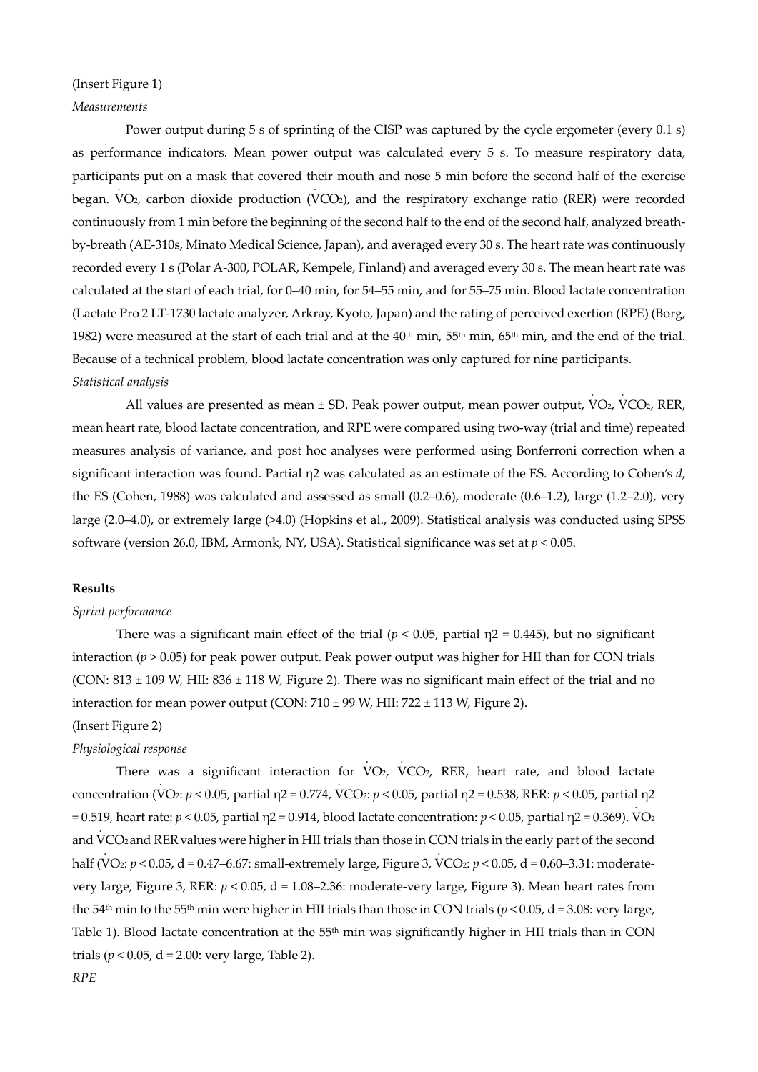(Insert Figure 1)

*Measurements*

Power output during 5 s of sprinting of the CISP was captured by the cycle ergometer (every 0.1 s) as performance indicators. Mean power output was calculated every 5 s. To measure respiratory data, participants put on a mask that covered their mouth and nose 5 min before the second half of the exercise began. $\dot{V}O_2$, carbon dioxide production ($\dot{V}CO_2$), and the respiratory exchange ratio (RER) were recorded continuously from 1 min before the beginning of the second half to the end of the second half, analyzed breath-by-breath (AE-310s, Minato Medical Science, Japan), and averaged every 30 s. The heart rate was continuously recorded every 1 s (Polar A-300, POLAR, Kempele, Finland) and averaged every 30 s. The mean heart rate was calculated at the start of each trial, for 0–40 min, for 54–55 min, and for 55–75 min. Blood lactate concentration (Lactate Pro 2 LT-1730 lactate analyzer, Arkray, Kyoto, Japan) and the rating of perceived exertion (RPE) (Borg, 1982) were measured at the start of each trial and at the 40th min, 55th min, 65th min, and the end of the trial. Because of a technical problem, blood lactate concentration was only captured for nine participants.

*Statistical analysis*

All values are presented as mean ± SD. Peak power output, mean power output, $\dot{V}O_2$, $\dot{V}CO_2$, RER, mean heart rate, blood lactate concentration, and RPE were compared using two-way (trial and time) repeated measures analysis of variance, and post hoc analyses were performed using Bonferroni correction when a significant interaction was found. Partial $\eta^2$ was calculated as an estimate of the ES. According to Cohen's *d*, the ES (Cohen, 1988) was calculated and assessed as small (0.2–0.6), moderate (0.6–1.2), large (1.2–2.0), very large (2.0–4.0), or extremely large (>4.0) (Hopkins et al., 2009). Statistical analysis was conducted using SPSS software (version 26.0, IBM, Armonk, NY, USA). Statistical significance was set at $p < 0.05$.

**Results**

*Sprint performance*

There was a significant main effect of the trial ($p < 0.05$, partial $\eta^2 = 0.445$), but no significant interaction ($p > 0.05$) for peak power output. Peak power output was higher for HII than for CON trials (CON: 813 ± 109 W, HII: 836 ± 118 W, Figure 2). There was no significant main effect of the trial and no interaction for mean power output (CON: 710 ± 99 W, HII: 722 ± 113 W, Figure 2).

(Insert Figure 2)

*Physiological response*

There was a significant interaction for $\dot{V}O_2$, $\dot{V}CO_2$, RER, heart rate, and blood lactate concentration ($\dot{V}O_2$: $p < 0.05$, partial $\eta^2 = 0.774$, $\dot{V}CO_2$: $p < 0.05$, partial $\eta^2 = 0.538$, RER: $p < 0.05$, partial $\eta^2 = 0.519$, heart rate: $p < 0.05$, partial $\eta^2 = 0.914$, blood lactate concentration: $p < 0.05$, partial $\eta^2 = 0.369$). $\dot{V}O_2$ and $\dot{V}CO_2$ and RER values were higher in HII trials than those in CON trials in the early part of the second half ($\dot{V}O_2$: $p < 0.05$, d = 0.47–6.67: small-extremely large, Figure 3, $\dot{V}CO_2$: $p < 0.05$, d = 0.60–3.31: moderate-very large, Figure 3, RER: $p < 0.05$, d = 1.08–2.36: moderate-very large, Figure 3). Mean heart rates from the 54th min to the 55th min were higher in HII trials than those in CON trials ($p < 0.05$, d = 3.08: very large, Table 1). Blood lactate concentration at the 55th min was significantly higher in HII trials than in CON trials ($p < 0.05$, d = 2.00: very large, Table 2).

*RPE*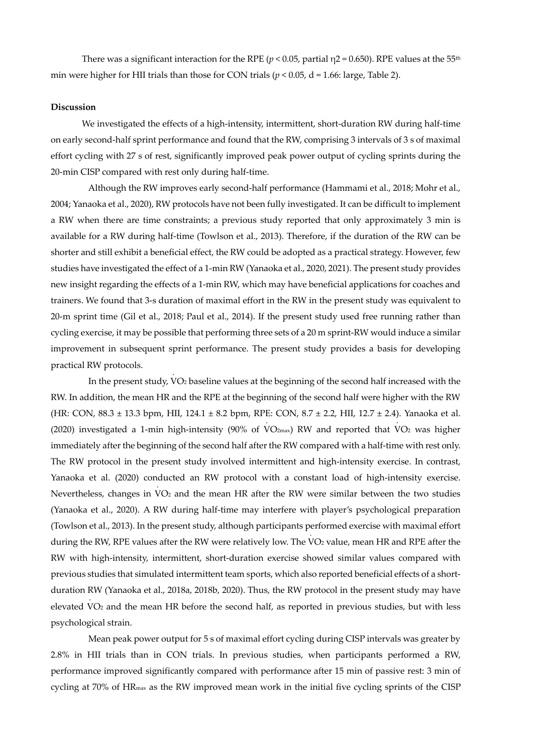There was a significant interaction for the RPE ($p < 0.05$, partial $\eta 2 = 0.650$). RPE values at the 55th min were higher for HII trials than those for CON trials ($p < 0.05$, d = 1.66: large, Table 2).

**Discussion**

We investigated the effects of a high-intensity, intermittent, short-duration RW during half-time on early second-half sprint performance and found that the RW, comprising 3 intervals of 3 s of maximal effort cycling with 27 s of rest, significantly improved peak power output of cycling sprints during the 20-min CISP compared with rest only during half-time.

Although the RW improves early second-half performance (Hammami et al., 2018; Mohr et al., 2004; Yanaoka et al., 2020), RW protocols have not been fully investigated. It can be difficult to implement a RW when there are time constraints; a previous study reported that only approximately 3 min is available for a RW during half-time (Towlson et al., 2013). Therefore, if the duration of the RW can be shorter and still exhibit a beneficial effect, the RW could be adopted as a practical strategy. However, few studies have investigated the effect of a 1-min RW (Yanaoka et al., 2020, 2021). The present study provides new insight regarding the effects of a 1-min RW, which may have beneficial applications for coaches and trainers. We found that 3-s duration of maximal effort in the RW in the present study was equivalent to 20-m sprint time (Gil et al., 2018; Paul et al., 2014). If the present study used free running rather than cycling exercise, it may be possible that performing three sets of a 20 m sprint-RW would induce a similar improvement in subsequent sprint performance. The present study provides a basis for developing practical RW protocols.

In the present study, $\dot{V}O_2$ baseline values at the beginning of the second half increased with the RW. In addition, the mean HR and the RPE at the beginning of the second half were higher with the RW (HR: CON, 88.3 ± 13.3 bpm, HII, 124.1 ± 8.2 bpm, RPE: CON, 8.7 ± 2.2, HII, 12.7 ± 2.4). Yanaoka et al. (2020) investigated a 1-min high-intensity (90% of $\dot{V}O_{2max}$) RW and reported that $\dot{V}O_2$ was higher immediately after the beginning of the second half after the RW compared with a half-time with rest only. The RW protocol in the present study involved intermittent and high-intensity exercise. In contrast, Yanaoka et al. (2020) conducted an RW protocol with a constant load of high-intensity exercise. Nevertheless, changes in $\dot{V}O_2$ and the mean HR after the RW were similar between the two studies (Yanaoka et al., 2020). A RW during half-time may interfere with player's psychological preparation (Towlson et al., 2013). In the present study, although participants performed exercise with maximal effort during the RW, RPE values after the RW were relatively low. The $\dot{V}O_2$ value, mean HR and RPE after the RW with high-intensity, intermittent, short-duration exercise showed similar values compared with previous studies that simulated intermittent team sports, which also reported beneficial effects of a short-duration RW (Yanaoka et al., 2018a, 2018b, 2020). Thus, the RW protocol in the present study may have elevated $\dot{V}O_2$ and the mean HR before the second half, as reported in previous studies, but with less psychological strain.

Mean peak power output for 5 s of maximal effort cycling during CISP intervals was greater by 2.8% in HII trials than in CON trials. In previous studies, when participants performed a RW, performance improved significantly compared with performance after 15 min of passive rest: 3 min of cycling at 70% of $HR_{max}$ as the RW improved mean work in the initial five cycling sprints of the CISP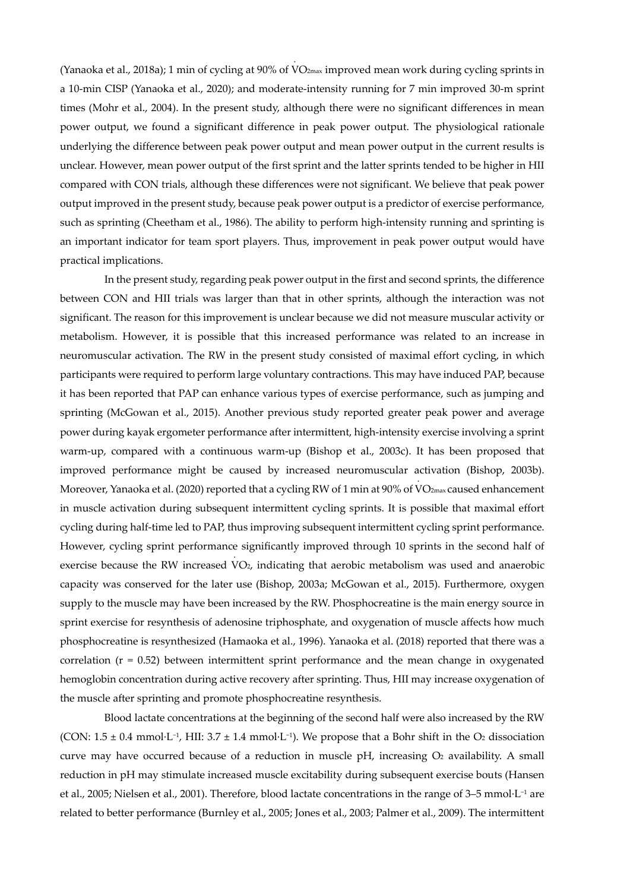(Yanaoka et al., 2018a); 1 min of cycling at 90% of $\dot{V}O_{2max}$ improved mean work during cycling sprints in a 10-min CISP (Yanaoka et al., 2020); and moderate-intensity running for 7 min improved 30-m sprint times (Mohr et al., 2004). In the present study, although there were no significant differences in mean power output, we found a significant difference in peak power output. The physiological rationale underlying the difference between peak power output and mean power output in the current results is unclear. However, mean power output of the first sprint and the latter sprints tended to be higher in HII compared with CON trials, although these differences were not significant. We believe that peak power output improved in the present study, because peak power output is a predictor of exercise performance, such as sprinting (Cheetham et al., 1986). The ability to perform high-intensity running and sprinting is an important indicator for team sport players. Thus, improvement in peak power output would have practical implications.

In the present study, regarding peak power output in the first and second sprints, the difference between CON and HII trials was larger than that in other sprints, although the interaction was not significant. The reason for this improvement is unclear because we did not measure muscular activity or metabolism. However, it is possible that this increased performance was related to an increase in neuromuscular activation. The RW in the present study consisted of maximal effort cycling, in which participants were required to perform large voluntary contractions. This may have induced PAP, because it has been reported that PAP can enhance various types of exercise performance, such as jumping and sprinting (McGowan et al., 2015). Another previous study reported greater peak power and average power during kayak ergometer performance after intermittent, high-intensity exercise involving a sprint warm-up, compared with a continuous warm-up (Bishop et al., 2003c). It has been proposed that improved performance might be caused by increased neuromuscular activation (Bishop, 2003b). Moreover, Yanaoka et al. (2020) reported that a cycling RW of 1 min at 90% of $\dot{V}O_{2max}$ caused enhancement in muscle activation during subsequent intermittent cycling sprints. It is possible that maximal effort cycling during half-time led to PAP, thus improving subsequent intermittent cycling sprint performance. However, cycling sprint performance significantly improved through 10 sprints in the second half of exercise because the RW increased $\dot{V}O_2$, indicating that aerobic metabolism was used and anaerobic capacity was conserved for the later use (Bishop, 2003a; McGowan et al., 2015). Furthermore, oxygen supply to the muscle may have been increased by the RW. Phosphocreatine is the main energy source in sprint exercise for resynthesis of adenosine triphosphate, and oxygenation of muscle affects how much phosphocreatine is resynthesized (Hamaoka et al., 1996). Yanaoka et al. (2018) reported that there was a correlation ($r = 0.52$) between intermittent sprint performance and the mean change in oxygenated hemoglobin concentration during active recovery after sprinting. Thus, HII may increase oxygenation of the muscle after sprinting and promote phosphocreatine resynthesis.

Blood lactate concentrations at the beginning of the second half were also increased by the RW (CON: $1.5 \pm 0.4$ mmol·L$^{-1}$, HII: $3.7 \pm 1.4$ mmol·L$^{-1}$). We propose that a Bohr shift in the $O_2$ dissociation curve may have occurred because of a reduction in muscle pH, increasing $O_2$ availability. A small reduction in pH may stimulate increased muscle excitability during subsequent exercise bouts (Hansen et al., 2005; Nielsen et al., 2001). Therefore, blood lactate concentrations in the range of 3–5 mmol·L$^{-1}$ are related to better performance (Burnley et al., 2005; Jones et al., 2003; Palmer et al., 2009). The intermittent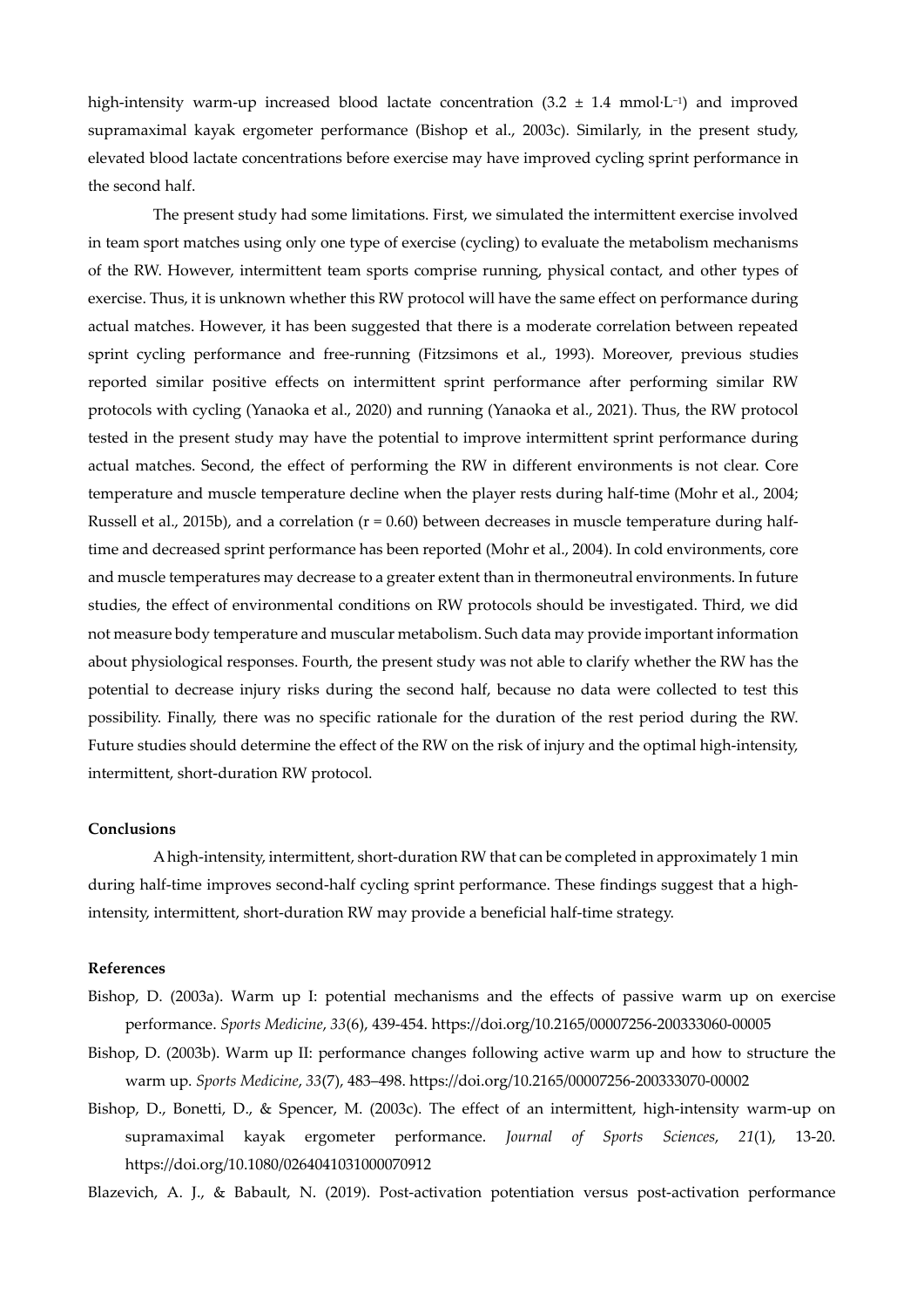high-intensity warm-up increased blood lactate concentration (3.2 ± 1.4 mmol·L$^{-1}$) and improved supramaximal kayak ergometer performance (Bishop et al., 2003c). Similarly, in the present study, elevated blood lactate concentrations before exercise may have improved cycling sprint performance in the second half.

The present study had some limitations. First, we simulated the intermittent exercise involved in team sport matches using only one type of exercise (cycling) to evaluate the metabolism mechanisms of the RW. However, intermittent team sports comprise running, physical contact, and other types of exercise. Thus, it is unknown whether this RW protocol will have the same effect on performance during actual matches. However, it has been suggested that there is a moderate correlation between repeated sprint cycling performance and free-running (Fitzsimons et al., 1993). Moreover, previous studies reported similar positive effects on intermittent sprint performance after performing similar RW protocols with cycling (Yanaoka et al., 2020) and running (Yanaoka et al., 2021). Thus, the RW protocol tested in the present study may have the potential to improve intermittent sprint performance during actual matches. Second, the effect of performing the RW in different environments is not clear. Core temperature and muscle temperature decline when the player rests during half-time (Mohr et al., 2004; Russell et al., 2015b), and a correlation ($r = 0.60$) between decreases in muscle temperature during half-time and decreased sprint performance has been reported (Mohr et al., 2004). In cold environments, core and muscle temperatures may decrease to a greater extent than in thermoneutral environments. In future studies, the effect of environmental conditions on RW protocols should be investigated. Third, we did not measure body temperature and muscular metabolism. Such data may provide important information about physiological responses. Fourth, the present study was not able to clarify whether the RW has the potential to decrease injury risks during the second half, because no data were collected to test this possibility. Finally, there was no specific rationale for the duration of the rest period during the RW. Future studies should determine the effect of the RW on the risk of injury and the optimal high-intensity, intermittent, short-duration RW protocol.

**Conclusions**

A high-intensity, intermittent, short-duration RW that can be completed in approximately 1 min during half-time improves second-half cycling sprint performance. These findings suggest that a high-intensity, intermittent, short-duration RW may provide a beneficial half-time strategy.

**References**

Bishop, D. (2003a). Warm up I: potential mechanisms and the effects of passive warm up on exercise performance. *Sports Medicine*, *33*(6), 439-454. https://doi.org/10.2165/00007256-200333060-00005

Bishop, D. (2003b). Warm up II: performance changes following active warm up and how to structure the warm up. *Sports Medicine*, *33*(7), 483–498. https://doi.org/10.2165/00007256-200333070-00002

Bishop, D., Bonetti, D., & Spencer, M. (2003c). The effect of an intermittent, high-intensity warm-up on supramaximal kayak ergometer performance. *Journal of Sports Sciences*, *21*(1), 13-20. https://doi.org/10.1080/0264041031000070912

Blazevich, A. J., & Babault, N. (2019). Post-activation potentiation versus post-activation performance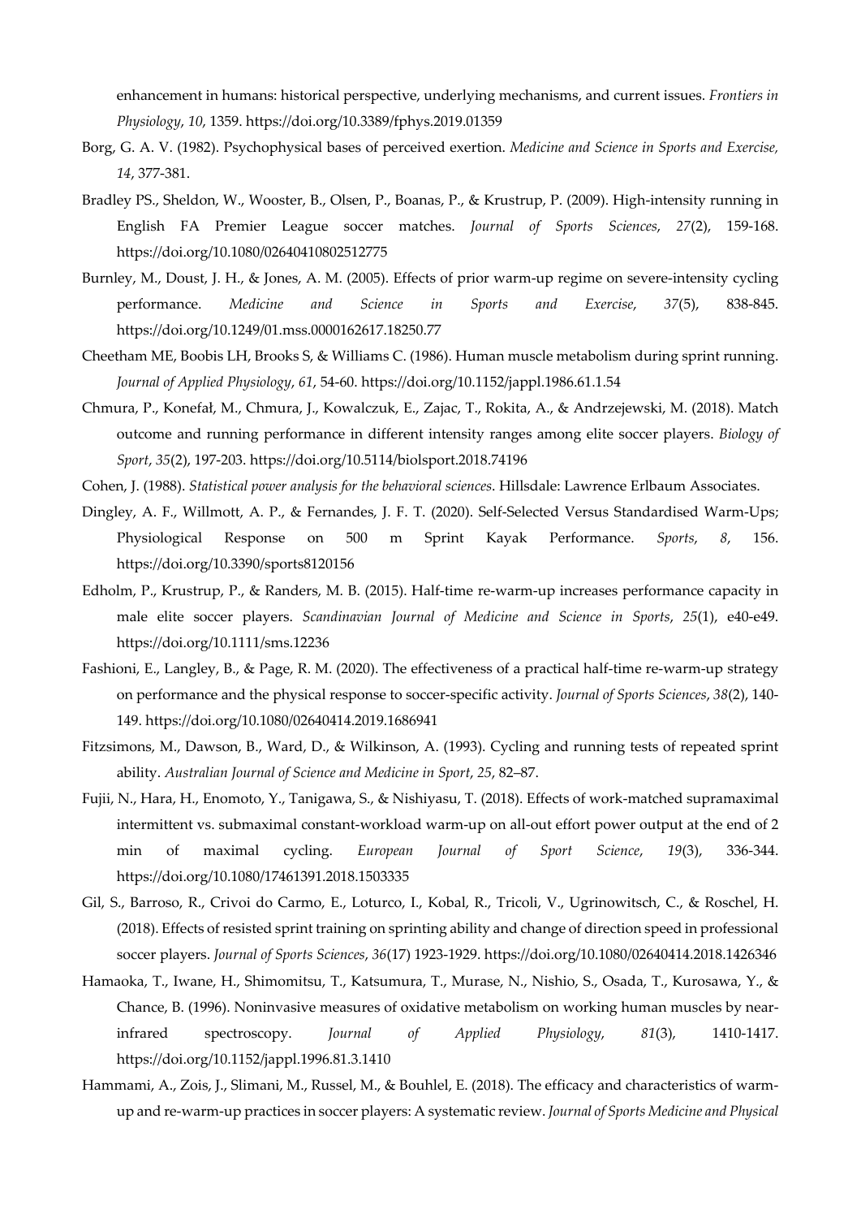enhancement in humans: historical perspective, underlying mechanisms, and current issues. *Frontiers in Physiology*, *10*, 1359. https://doi.org/10.3389/fphys.2019.01359

Borg, G. A. V. (1982). Psychophysical bases of perceived exertion. *Medicine and Science in Sports and Exercise, 14*, 377-381.

Bradley PS., Sheldon, W., Wooster, B., Olsen, P., Boanas, P., & Krustrup, P. (2009). High-intensity running in English FA Premier League soccer matches. *Journal of Sports Sciences*, *27*(2), 159-168. https://doi.org/10.1080/02640410802512775

Burnley, M., Doust, J. H., & Jones, A. M. (2005). Effects of prior warm-up regime on severe-intensity cycling performance. *Medicine and Science in Sports and Exercise*, *37*(5), 838-845. https://doi.org/10.1249/01.mss.0000162617.18250.77

Cheetham ME, Boobis LH, Brooks S, & Williams C. (1986). Human muscle metabolism during sprint running. *Journal of Applied Physiology*, *61*, 54-60. https://doi.org/10.1152/jappl.1986.61.1.54

Chmura, P., Konefał, M., Chmura, J., Kowalczuk, E., Zajac, T., Rokita, A., & Andrzejewski, M. (2018). Match outcome and running performance in different intensity ranges among elite soccer players. *Biology of Sport*, *35*(2), 197-203. https://doi.org/10.5114/biolsport.2018.74196

Cohen, J. (1988). *Statistical power analysis for the behavioral sciences*. Hillsdale: Lawrence Erlbaum Associates.

Dingley, A. F., Willmott, A. P., & Fernandes, J. F. T. (2020). Self-Selected Versus Standardised Warm-Ups; Physiological Response on 500 m Sprint Kayak Performance. *Sports*, *8*, 156. https://doi.org/10.3390/sports8120156

Edholm, P., Krustrup, P., & Randers, M. B. (2015). Half-time re-warm-up increases performance capacity in male elite soccer players. *Scandinavian Journal of Medicine and Science in Sports*, *25*(1), e40-e49. https://doi.org/10.1111/sms.12236

Fashioni, E., Langley, B., & Page, R. M. (2020). The effectiveness of a practical half-time re-warm-up strategy on performance and the physical response to soccer-specific activity. *Journal of Sports Sciences*, *38*(2), 140-149. https://doi.org/10.1080/02640414.2019.1686941

Fitzsimons, M., Dawson, B., Ward, D., & Wilkinson, A. (1993). Cycling and running tests of repeated sprint ability. *Australian Journal of Science and Medicine in Sport*, *25*, 82–87.

Fujii, N., Hara, H., Enomoto, Y., Tanigawa, S., & Nishiyasu, T. (2018). Effects of work-matched supramaximal intermittent vs. submaximal constant-workload warm-up on all-out effort power output at the end of 2 min of maximal cycling. *European Journal of Sport Science*, *19*(3), 336-344. https://doi.org/10.1080/17461391.2018.1503335

Gil, S., Barroso, R., Crivoi do Carmo, E., Loturco, I., Kobal, R., Tricoli, V., Ugrinowitsch, C., & Roschel, H. (2018). Effects of resisted sprint training on sprinting ability and change of direction speed in professional soccer players. *Journal of Sports Sciences*, *36*(17) 1923-1929. https://doi.org/10.1080/02640414.2018.1426346

Hamaoka, T., Iwane, H., Shimomitsu, T., Katsumura, T., Murase, N., Nishio, S., Osada, T., Kurosawa, Y., & Chance, B. (1996). Noninvasive measures of oxidative metabolism on working human muscles by near-infrared spectroscopy. *Journal of Applied Physiology*, *81*(3), 1410-1417. https://doi.org/10.1152/jappl.1996.81.3.1410

Hammami, A., Zois, J., Slimani, M., Russel, M., & Bouhlel, E. (2018). The efficacy and characteristics of warm-up and re-warm-up practices in soccer players: A systematic review. *Journal of Sports Medicine and Physical*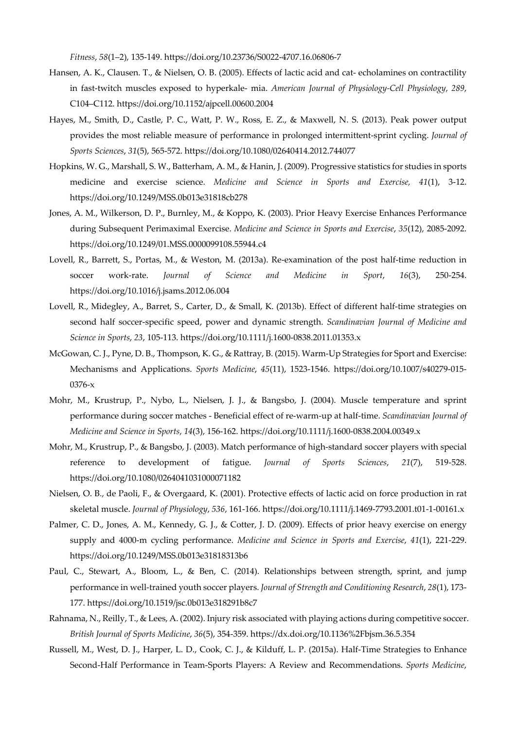*Fitness*, *58*(1–2), 135-149. https://doi.org/10.23736/S0022-4707.16.06806-7

Hansen, A. K., Clausen. T., & Nielsen, O. B. (2005). Effects of lactic acid and cat- echolamines on contractility in fast-twitch muscles exposed to hyperkale- mia. *American Journal of Physiology-Cell Physiology*, *289*, C104–C112. https://doi.org/10.1152/ajpcell.00600.2004

Hayes, M., Smith, D., Castle, P. C., Watt, P. W., Ross, E. Z., & Maxwell, N. S. (2013). Peak power output provides the most reliable measure of performance in prolonged intermittent-sprint cycling. *Journal of Sports Sciences*, *31*(5), 565-572. https://doi.org/10.1080/02640414.2012.744077

Hopkins, W. G., Marshall, S. W., Batterham, A. M., & Hanin, J. (2009). Progressive statistics for studies in sports medicine and exercise science. *Medicine and Science in Sports and Exercise, 41*(1), 3-12. https://doi.org/10.1249/MSS.0b013e31818cb278

Jones, A. M., Wilkerson, D. P., Burnley, M., & Koppo, K. (2003). Prior Heavy Exercise Enhances Performance during Subsequent Perimaximal Exercise. *Medicine and Science in Sports and Exercise*, *35*(12), 2085-2092. https://doi.org/10.1249/01.MSS.0000099108.55944.c4

Lovell, R., Barrett, S., Portas, M., & Weston, M. (2013a). Re-examination of the post half-time reduction in soccer work-rate. *Journal of Science and Medicine in Sport*, *16*(3), 250-254. https://doi.org/10.1016/j.jsams.2012.06.004

Lovell, R., Midegley, A., Barret, S., Carter, D., & Small, K. (2013b). Effect of different half-time strategies on second half soccer-specific speed, power and dynamic strength. *Scandinavian Journal of Medicine and Science in Sports*, *23*, 105-113. https://doi.org/10.1111/j.1600-0838.2011.01353.x

McGowan, C. J., Pyne, D. B., Thompson, K. G., & Rattray, B. (2015). Warm-Up Strategies for Sport and Exercise: Mechanisms and Applications. *Sports Medicine*, *45*(11), 1523-1546. https://doi.org/10.1007/s40279-015-0376-x

Mohr, M., Krustrup, P., Nybo, L., Nielsen, J. J., & Bangsbo, J. (2004). Muscle temperature and sprint performance during soccer matches - Beneficial effect of re-warm-up at half-time. *Scandinavian Journal of Medicine and Science in Sports*, *14*(3), 156-162. https://doi.org/10.1111/j.1600-0838.2004.00349.x

Mohr, M., Krustrup, P., & Bangsbo, J. (2003). Match performance of high-standard soccer players with special reference to development of fatigue. *Journal of Sports Sciences*, *21*(7), 519-528. https://doi.org/10.1080/0264041031000071182

Nielsen, O. B., de Paoli, F., & Overgaard, K. (2001). Protective effects of lactic acid on force production in rat skeletal muscle. *Journal of Physiology*, *536*, 161-166. https://doi.org/10.1111/j.1469-7793.2001.t01-1-00161.x

Palmer, C. D., Jones, A. M., Kennedy, G. J., & Cotter, J. D. (2009). Effects of prior heavy exercise on energy supply and 4000-m cycling performance. *Medicine and Science in Sports and Exercise*, *41*(1), 221-229. https://doi.org/10.1249/MSS.0b013e31818313b6

Paul, C., Stewart, A., Bloom, L., & Ben, C. (2014). Relationships between strength, sprint, and jump performance in well-trained youth soccer players. *Journal of Strength and Conditioning Research*, *28*(1), 173-177. https://doi.org/10.1519/jsc.0b013e318291b8c7

Rahnama, N., Reilly, T., & Lees, A. (2002). Injury risk associated with playing actions during competitive soccer. *British Journal of Sports Medicine*, *36*(5), 354-359. https://dx.doi.org/10.1136%2Fbjsm.36.5.354

Russell, M., West, D. J., Harper, L. D., Cook, C. J., & Kilduff, L. P. (2015a). Half-Time Strategies to Enhance Second-Half Performance in Team-Sports Players: A Review and Recommendations. *Sports Medicine*,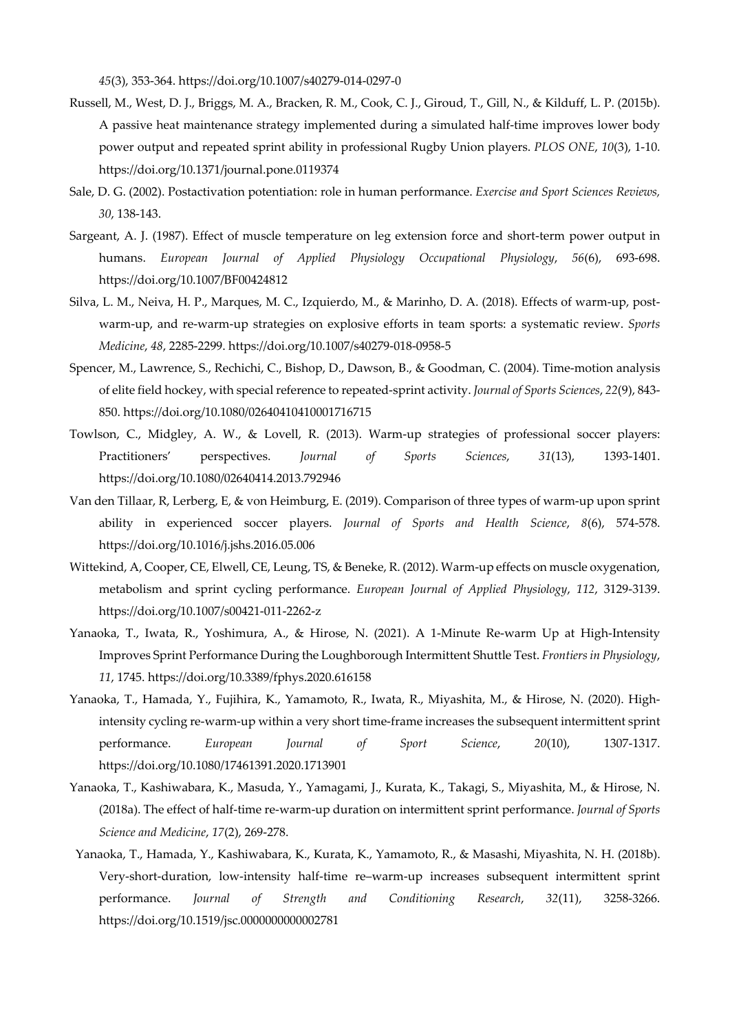*45*(3), 353-364. https://doi.org/10.1007/s40279-014-0297-0

Russell, M., West, D. J., Briggs, M. A., Bracken, R. M., Cook, C. J., Giroud, T., Gill, N., & Kilduff, L. P. (2015b). A passive heat maintenance strategy implemented during a simulated half-time improves lower body power output and repeated sprint ability in professional Rugby Union players. *PLOS ONE*, *10*(3), 1-10. https://doi.org/10.1371/journal.pone.0119374

Sale, D. G. (2002). Postactivation potentiation: role in human performance. *Exercise and Sport Sciences Reviews, 30*, 138-143.

Sargeant, A. J. (1987). Effect of muscle temperature on leg extension force and short-term power output in humans. *European Journal of Applied Physiology Occupational Physiology*, *56*(6), 693-698. https://doi.org/10.1007/BF00424812

Silva, L. M., Neiva, H. P., Marques, M. C., Izquierdo, M., & Marinho, D. A. (2018). Effects of warm-up, post-warm-up, and re-warm-up strategies on explosive efforts in team sports: a systematic review. *Sports Medicine*, *48*, 2285-2299. https://doi.org/10.1007/s40279-018-0958-5

Spencer, M., Lawrence, S., Rechichi, C., Bishop, D., Dawson, B., & Goodman, C. (2004). Time-motion analysis of elite field hockey, with special reference to repeated-sprint activity. *Journal of Sports Sciences*, *22*(9), 843-850. https://doi.org/10.1080/02640410410001716715

Towlson, C., Midgley, A. W., & Lovell, R. (2013). Warm-up strategies of professional soccer players: Practitioners' perspectives. *Journal of Sports Sciences*, *31*(13), 1393-1401. https://doi.org/10.1080/02640414.2013.792946

Van den Tillaar, R, Lerberg, E, & von Heimburg, E. (2019). Comparison of three types of warm-up upon sprint ability in experienced soccer players. *Journal of Sports and Health Science*, *8*(6), 574-578. https://doi.org/10.1016/j.jshs.2016.05.006

Wittekind, A, Cooper, CE, Elwell, CE, Leung, TS, & Beneke, R. (2012). Warm-up effects on muscle oxygenation, metabolism and sprint cycling performance. *European Journal of Applied Physiology*, *112*, 3129-3139. https://doi.org/10.1007/s00421-011-2262-z

Yanaoka, T., Iwata, R., Yoshimura, A., & Hirose, N. (2021). A 1-Minute Re-warm Up at High-Intensity Improves Sprint Performance During the Loughborough Intermittent Shuttle Test. *Frontiers in Physiology*, *11*, 1745. https://doi.org/10.3389/fphys.2020.616158

Yanaoka, T., Hamada, Y., Fujihira, K., Yamamoto, R., Iwata, R., Miyashita, M., & Hirose, N. (2020). High-intensity cycling re-warm-up within a very short time-frame increases the subsequent intermittent sprint performance. *European Journal of Sport Science*, *20*(10), 1307-1317. https://doi.org/10.1080/17461391.2020.1713901

Yanaoka, T., Kashiwabara, K., Masuda, Y., Yamagami, J., Kurata, K., Takagi, S., Miyashita, M., & Hirose, N. (2018a). The effect of half-time re-warm-up duration on intermittent sprint performance. *Journal of Sports Science and Medicine*, *17*(2), 269-278.

Yanaoka, T., Hamada, Y., Kashiwabara, K., Kurata, K., Yamamoto, R., & Masashi, Miyashita, N. H. (2018b). Very-short-duration, low-intensity half-time re–warm-up increases subsequent intermittent sprint performance. *Journal of Strength and Conditioning Research*, *32*(11), 3258-3266. https://doi.org/10.1519/jsc.0000000000002781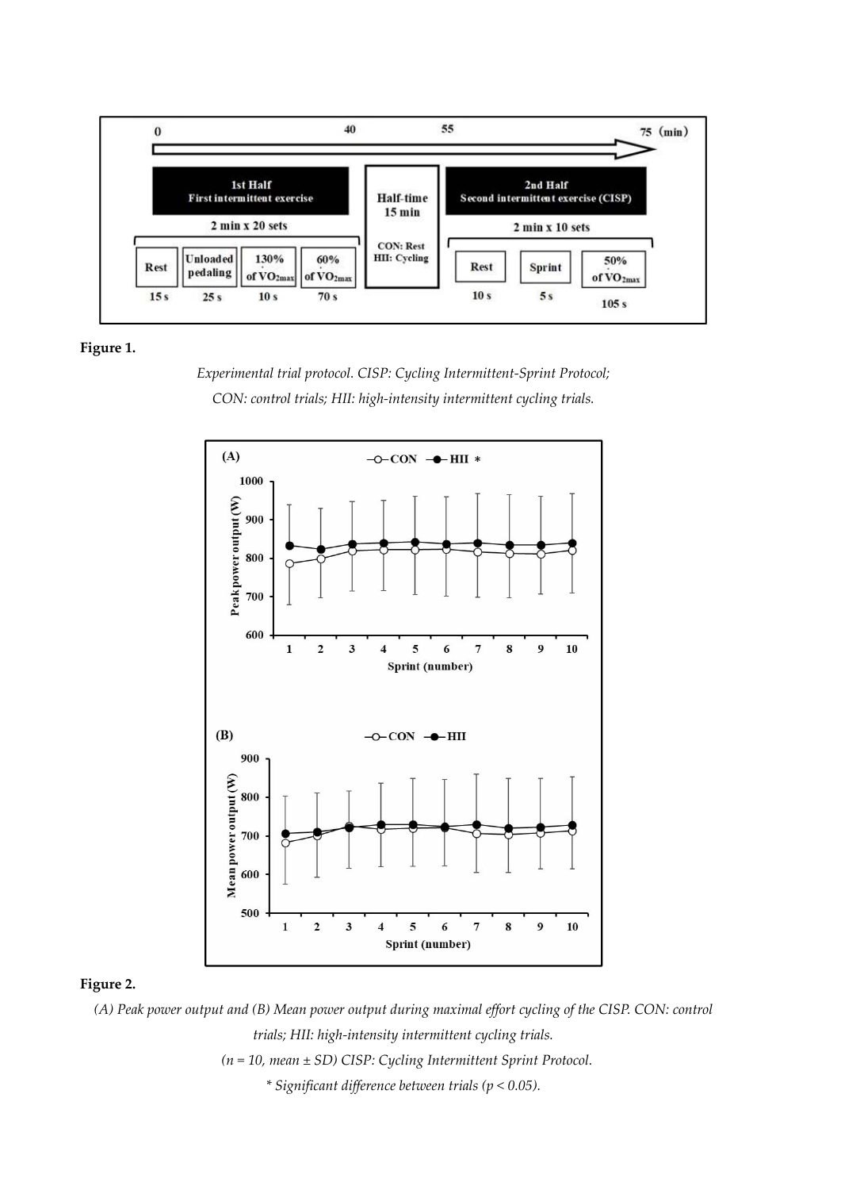**Figure 1.**

*Experimental trial protocol. CISP: Cycling Intermittent-Sprint Protocol; CON: control trials; HII: high-intensity intermittent cycling trials.*

**Figure 2.**

*(A) Peak power output and (B) Mean power output during maximal effort cycling of the CISP. CON: control trials; HII: high-intensity intermittent cycling trials.*

*(n = 10, mean ± SD) CISP: Cycling Intermittent Sprint Protocol.*

*\* Significant difference between trials ($p < 0.05$).*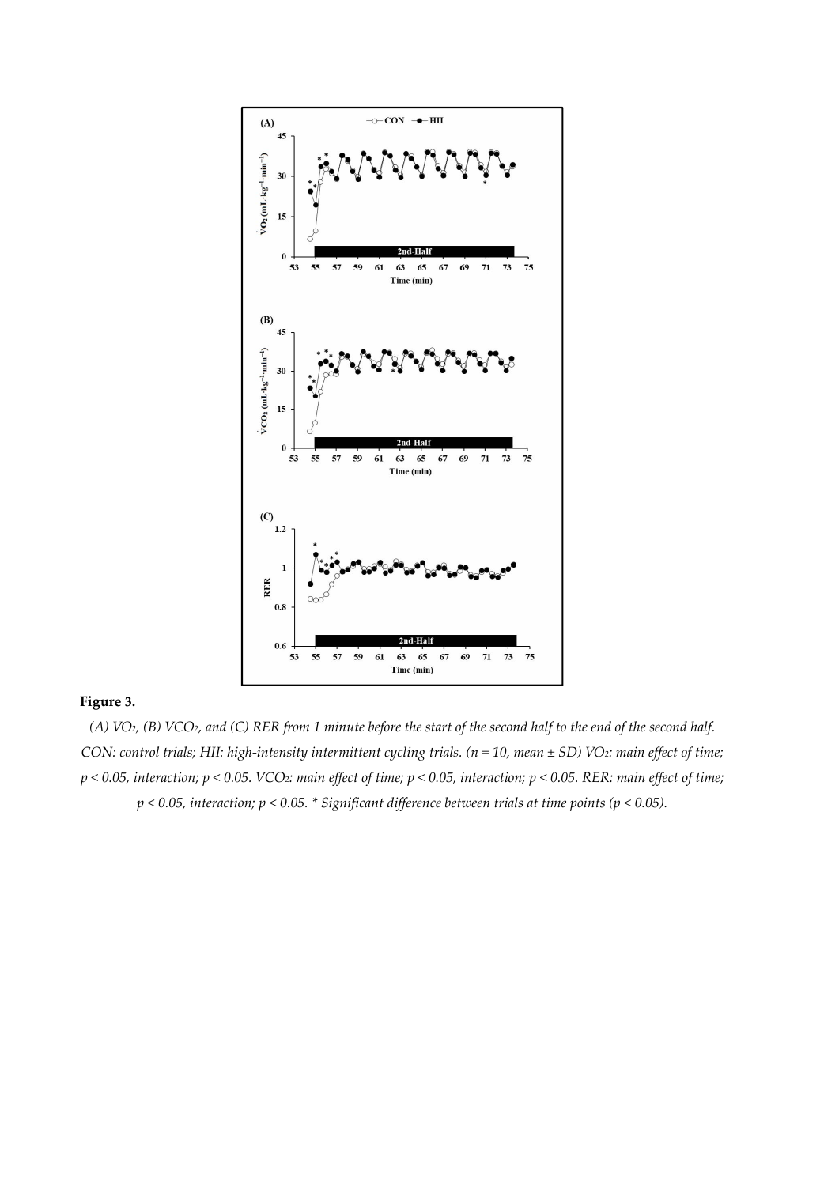**Figure 3.**

*(A) $VO_2$, (B) $VCO_2$, and (C) RER from 1 minute before the start of the second half to the end of the second half. CON: control trials; HII: high-intensity intermittent cycling trials. (n = 10, mean ± SD) $VO_2$: main effect of time; $p < 0.05$, interaction; $p < 0.05$. $VCO_2$: main effect of time; $p < 0.05$, interaction; $p < 0.05$. RER: main effect of time; $p < 0.05$, interaction; $p < 0.05$. * Significant difference between trials at time points ($p < 0.05$).*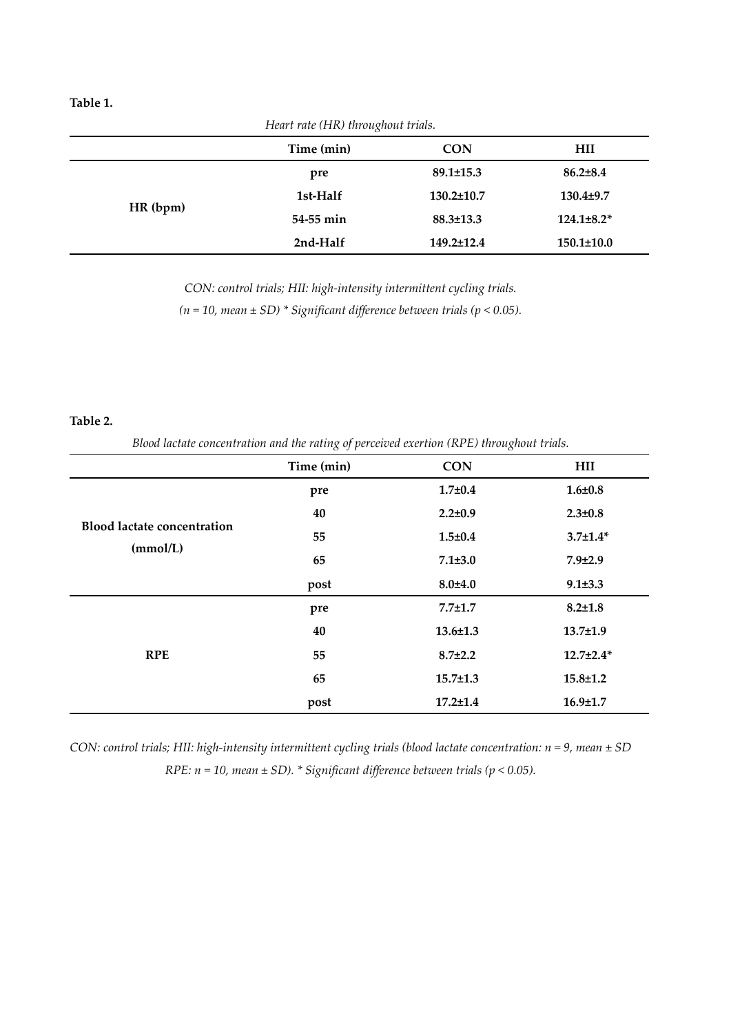**Table 1.**

*Heart rate (HR) throughout trials.*

| | Time (min) | CON | HII |
|---|---|---|---|
| HR (bpm) | pre | 89.1±15.3 | 86.2±8.4 |
| | 1st-Half | 130.2±10.7 | 130.4±9.7 |
| | 54-55 min | 88.3±13.3 | 124.1±8.2* |
| | 2nd-Half | 149.2±12.4 | 150.1±10.0 |

*CON: control trials; HII: high-intensity intermittent cycling trials.*
*(n = 10, mean ± SD) * Significant difference between trials (p < 0.05).*

**Table 2.**

*Blood lactate concentration and the rating of perceived exertion (RPE) throughout trials.*

| | Time (min) | CON | HII |
|---|---|---|---|
| Blood lactate concentration (mmol/L) | pre | 1.7±0.4 | 1.6±0.8 |
| | 40 | 2.2±0.9 | 2.3±0.8 |
| | 55 | 1.5±0.4 | 3.7±1.4* |
| | 65 | 7.1±3.0 | 7.9±2.9 |
| | post | 8.0±4.0 | 9.1±3.3 |
| RPE | pre | 7.7±1.7 | 8.2±1.8 |
| | 40 | 13.6±1.3 | 13.7±1.9 |
| | 55 | 8.7±2.2 | 12.7±2.4* |
| | 65 | 15.7±1.3 | 15.8±1.2 |
| | post | 17.2±1.4 | 16.9±1.7 |

*CON: control trials; HII: high-intensity intermittent cycling trials (blood lactate concentration: n = 9, mean ± SD RPE: n = 10, mean ± SD). * Significant difference between trials (p < 0.05).*